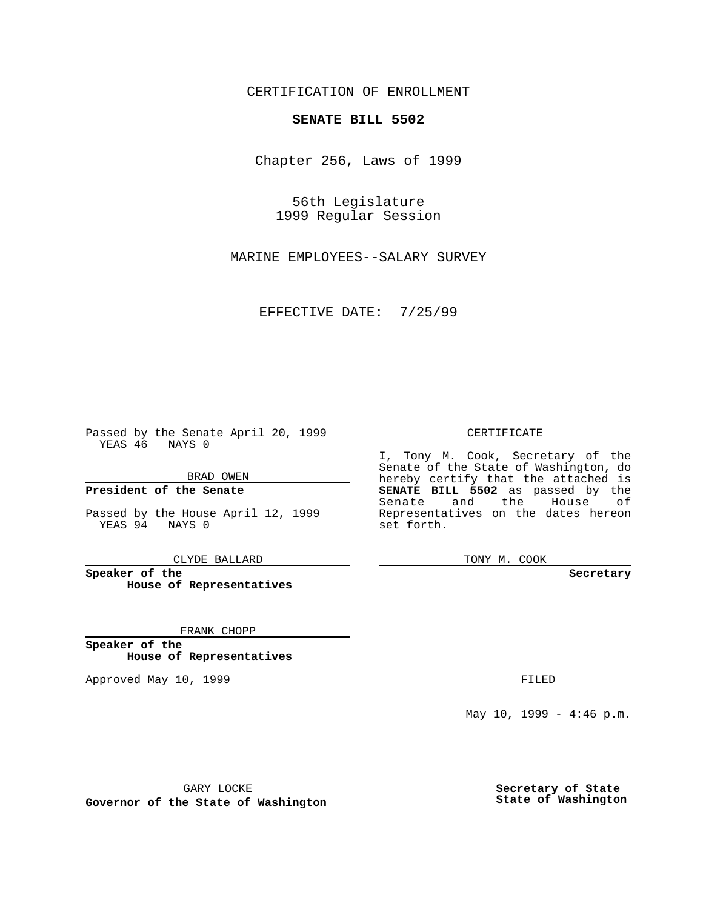CERTIFICATION OF ENROLLMENT

**SENATE BILL 5502**

Chapter 256, Laws of 1999

56th Legislature
1999 Regular Session

MARINE EMPLOYEES--SALARY SURVEY

EFFECTIVE DATE: 7/25/99

Passed by the Senate April 20, 1999
YEAS 46 NAYS 0

BRAD OWEN

**President of the Senate**

Passed by the House April 12, 1999
YEAS 94 NAYS 0

CLYDE BALLARD

**Speaker of the House of Representatives**

FRANK CHOPP

**Speaker of the House of Representatives**

Approved May 10, 1999

GARY LOCKE

**Governor of the State of Washington**

CERTIFICATE

I, Tony M. Cook, Secretary of the Senate of the State of Washington, do hereby certify that the attached is **SENATE BILL 5502** as passed by the Senate and the House of Representatives on the dates hereon set forth.

TONY M. COOK

**Secretary**

FILED

May 10, 1999 - 4:46 p.m.

**Secretary of State State of Washington**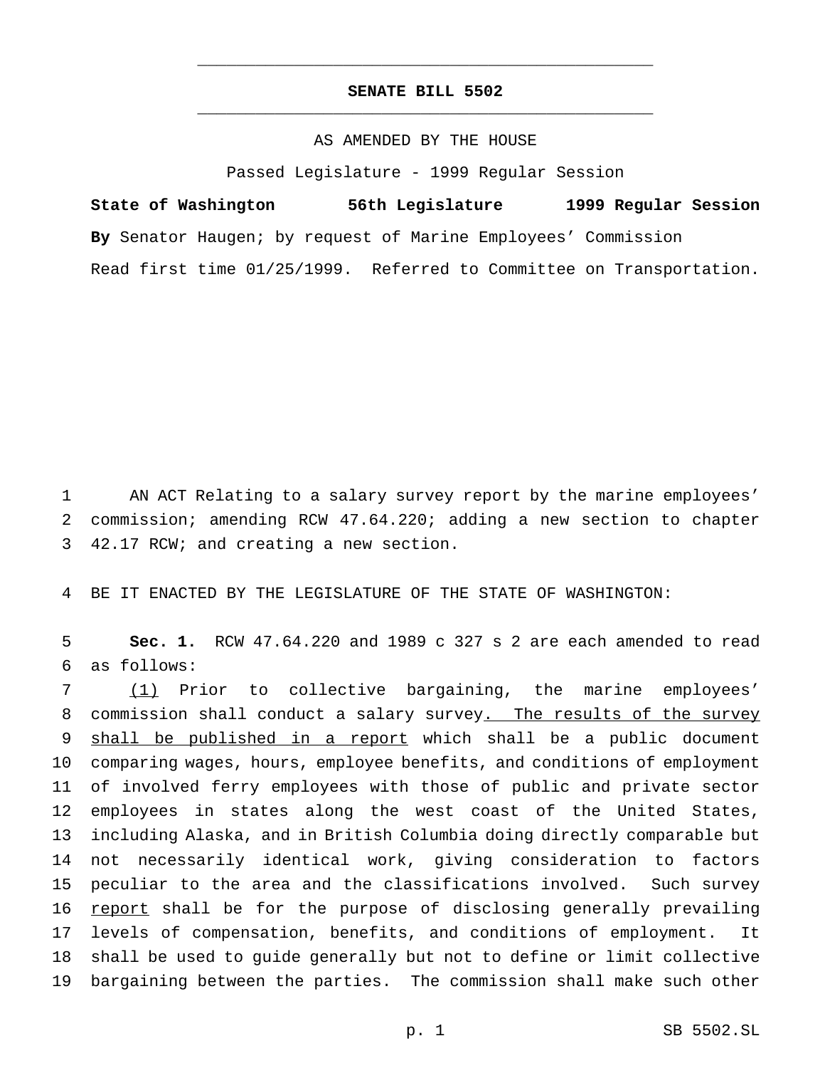**SENATE BILL 5502**

AS AMENDED BY THE HOUSE

Passed Legislature - 1999 Regular Session

**State of Washington 56th Legislature 1999 Regular Session**

**By** Senator Haugen; by request of Marine Employees' Commission

Read first time 01/25/1999. Referred to Committee on Transportation.

AN ACT Relating to a salary survey report by the marine employees' commission; amending RCW 47.64.220; adding a new section to chapter 42.17 RCW; and creating a new section.

BE IT ENACTED BY THE LEGISLATURE OF THE STATE OF WASHINGTON:

**Sec. 1.** RCW 47.64.220 and 1989 c 327 s 2 are each amended to read as follows:

(1) Prior to collective bargaining, the marine employees' commission shall conduct a salary survey. The results of the survey shall be published in a report which shall be a public document comparing wages, hours, employee benefits, and conditions of employment of involved ferry employees with those of public and private sector employees in states along the west coast of the United States, including Alaska, and in British Columbia doing directly comparable but not necessarily identical work, giving consideration to factors peculiar to the area and the classifications involved. Such survey report shall be for the purpose of disclosing generally prevailing levels of compensation, benefits, and conditions of employment. It shall be used to guide generally but not to define or limit collective bargaining between the parties. The commission shall make such other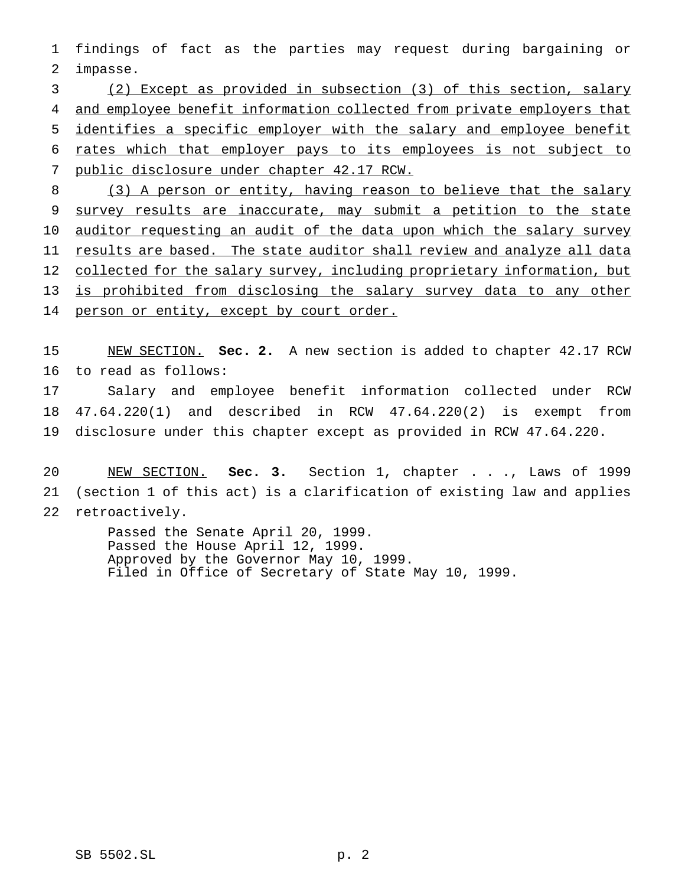findings of fact as the parties may request during bargaining or impasse.

<u>(2) Except as provided in subsection (3) of this section, salary and employee benefit information collected from private employers that identifies a specific employer with the salary and employee benefit rates which that employer pays to its employees is not subject to public disclosure under chapter 42.17 RCW.</u>

<u>(3) A person or entity, having reason to believe that the salary survey results are inaccurate, may submit a petition to the state auditor requesting an audit of the data upon which the salary survey results are based. The state auditor shall review and analyze all data collected for the salary survey, including proprietary information, but is prohibited from disclosing the salary survey data to any other person or entity, except by court order.</u>

<u>NEW SECTION.</u> **Sec. 2.** A new section is added to chapter 42.17 RCW to read as follows:

Salary and employee benefit information collected under RCW 47.64.220(1) and described in RCW 47.64.220(2) is exempt from disclosure under this chapter except as provided in RCW 47.64.220.

<u>NEW SECTION.</u> **Sec. 3.** Section 1, chapter . . ., Laws of 1999 (section 1 of this act) is a clarification of existing law and applies retroactively.

Passed the Senate April 20, 1999.
Passed the House April 12, 1999.
Approved by the Governor May 10, 1999.
Filed in Office of Secretary of State May 10, 1999.